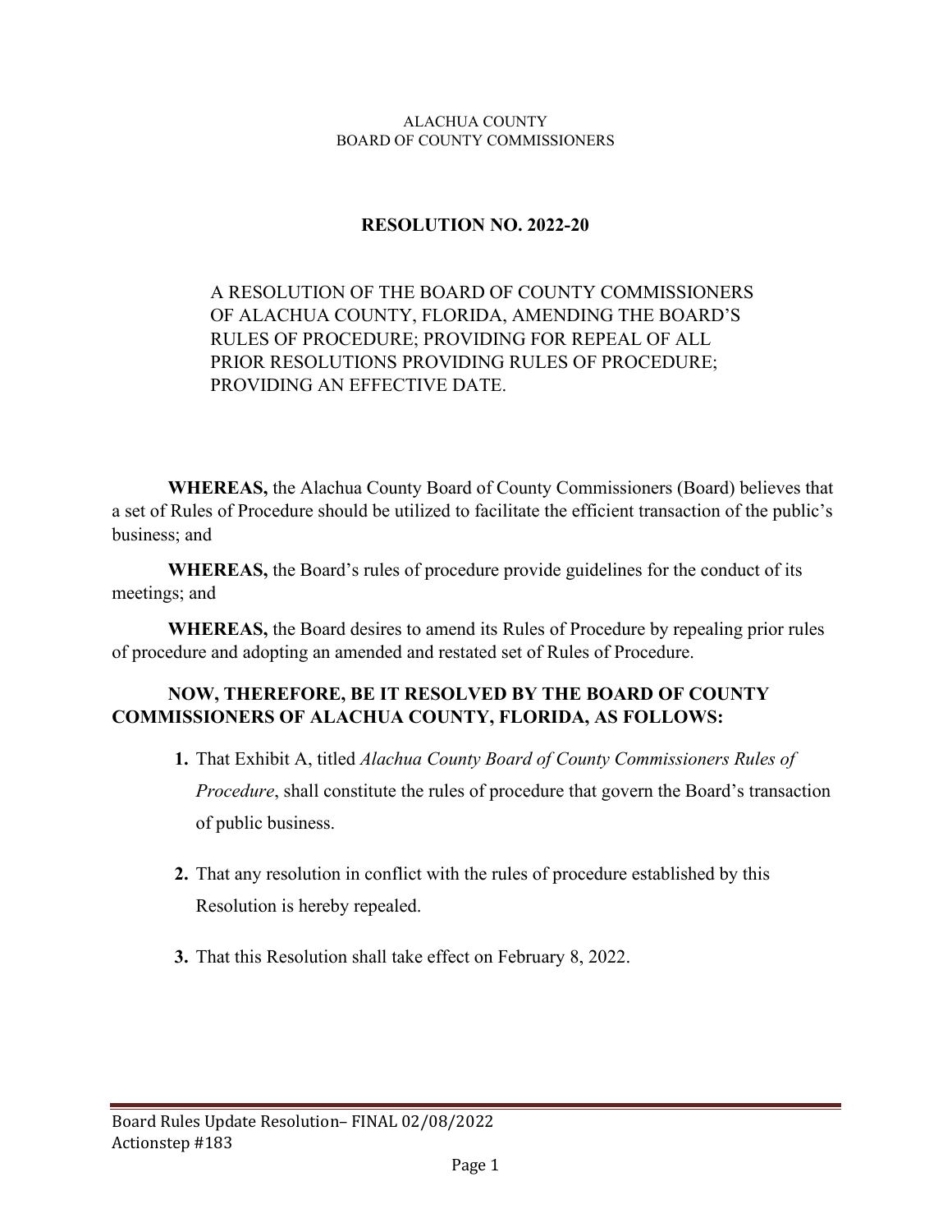ALACHUA COUNTY
BOARD OF COUNTY COMMISSIONERS

# RESOLUTION NO. 2022-20

A RESOLUTION OF THE BOARD OF COUNTY COMMISSIONERS OF ALACHUA COUNTY, FLORIDA, AMENDING THE BOARD'S RULES OF PROCEDURE; PROVIDING FOR REPEAL OF ALL PRIOR RESOLUTIONS PROVIDING RULES OF PROCEDURE; PROVIDING AN EFFECTIVE DATE.

**WHEREAS,** the Alachua County Board of County Commissioners (Board) believes that a set of Rules of Procedure should be utilized to facilitate the efficient transaction of the public's business; and

**WHEREAS,** the Board's rules of procedure provide guidelines for the conduct of its meetings; and

**WHEREAS,** the Board desires to amend its Rules of Procedure by repealing prior rules of procedure and adopting an amended and restated set of Rules of Procedure.

**NOW, THEREFORE, BE IT RESOLVED BY THE BOARD OF COUNTY COMMISSIONERS OF ALACHUA COUNTY, FLORIDA, AS FOLLOWS:**

1. That Exhibit A, titled *Alachua County Board of County Commissioners Rules of Procedure*, shall constitute the rules of procedure that govern the Board's transaction of public business.

2. That any resolution in conflict with the rules of procedure established by this Resolution is hereby repealed.

3. That this Resolution shall take effect on February 8, 2022.

Board Rules Update Resolution– FINAL 02/08/2022
Actionstep #183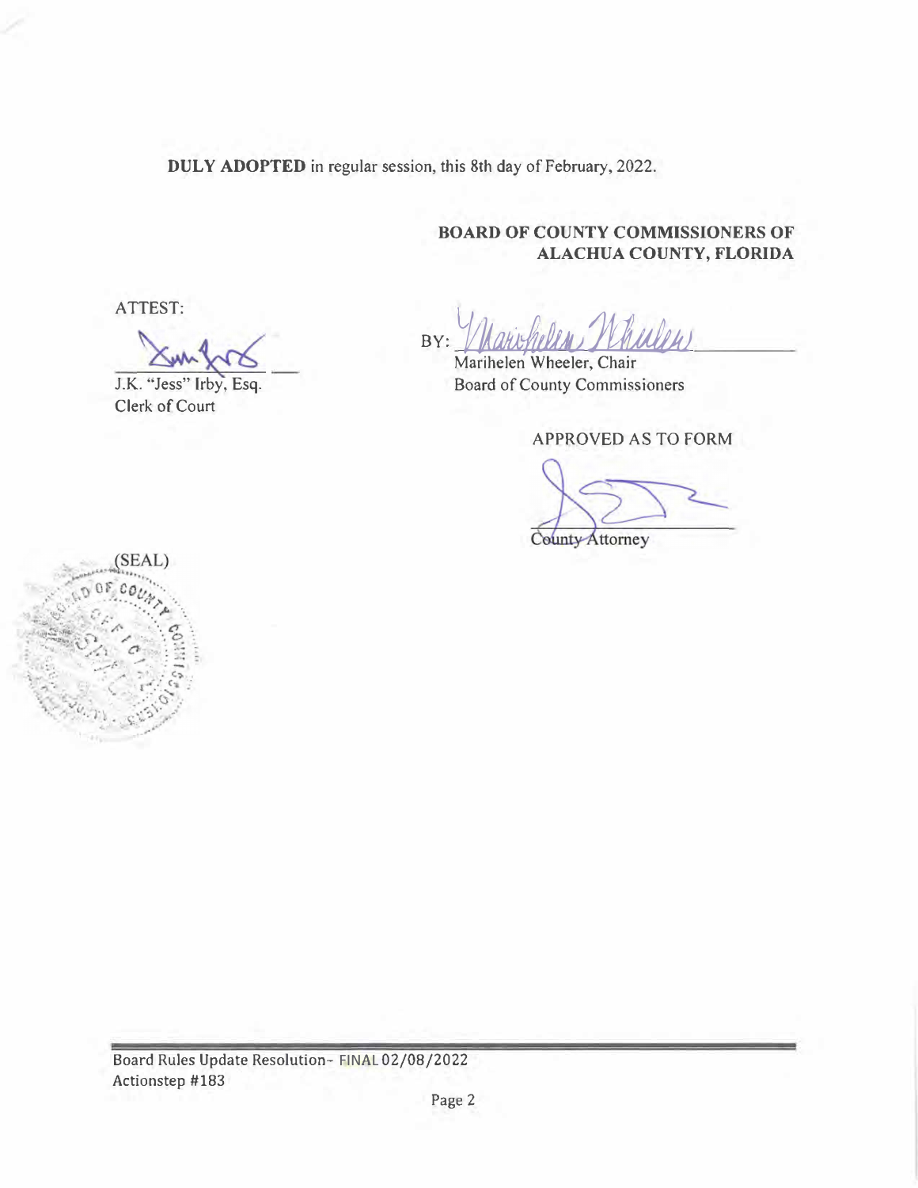**DULY ADOPTED** in regular session, this 8th day of February, 2022.

**BOARD OF COUNTY COMMISSIONERS OF ALACHUA COUNTY, FLORIDA**

ATTEST:

J.K. "Jess" Irby, Esq.
Clerk of Court

BY: ______________________
Marihelen Wheeler, Chair
Board of County Commissioners

APPROVED AS TO FORM

______________________
County Attorney

(SEAL)

Board Rules Update Resolution- FINAL 02/08/2022
Actionstep #183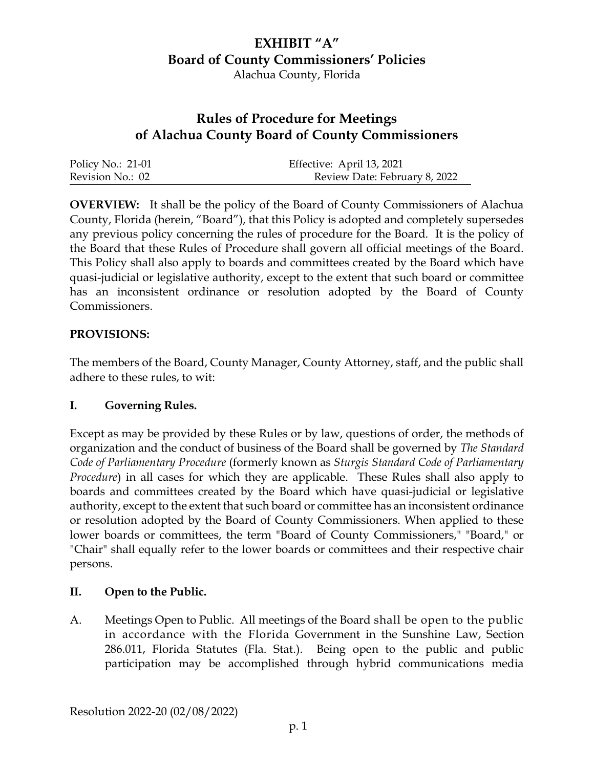# EXHIBIT "A"
## Board of County Commissioners' Policies

Alachua County, Florida

## Rules of Procedure for Meetings of Alachua County Board of County Commissioners

| | |
|---|---|
| Policy No.: 21-01 | Effective: April 13, 2021 |
| Revision No.: 02 | Review Date: February 8, 2022 |

**OVERVIEW:** It shall be the policy of the Board of County Commissioners of Alachua County, Florida (herein, "Board"), that this Policy is adopted and completely supersedes any previous policy concerning the rules of procedure for the Board. It is the policy of the Board that these Rules of Procedure shall govern all official meetings of the Board. This Policy shall also apply to boards and committees created by the Board which have quasi-judicial or legislative authority, except to the extent that such board or committee has an inconsistent ordinance or resolution adopted by the Board of County Commissioners.

**PROVISIONS:**

The members of the Board, County Manager, County Attorney, staff, and the public shall adhere to these rules, to wit:

### I. Governing Rules.

Except as may be provided by these Rules or by law, questions of order, the methods of organization and the conduct of business of the Board shall be governed by *The Standard Code of Parliamentary Procedure* (formerly known as *Sturgis Standard Code of Parliamentary Procedure*) in all cases for which they are applicable. These Rules shall also apply to boards and committees created by the Board which have quasi-judicial or legislative authority, except to the extent that such board or committee has an inconsistent ordinance or resolution adopted by the Board of County Commissioners. When applied to these lower boards or committees, the term "Board of County Commissioners," "Board," or "Chair" shall equally refer to the lower boards or committees and their respective chair persons.

### II. Open to the Public.

A. Meetings Open to Public. All meetings of the Board shall be open to the public in accordance with the Florida Government in the Sunshine Law, Section 286.011, Florida Statutes (Fla. Stat.). Being open to the public and public participation may be accomplished through hybrid communications media

Resolution 2022-20 (02/08/2022)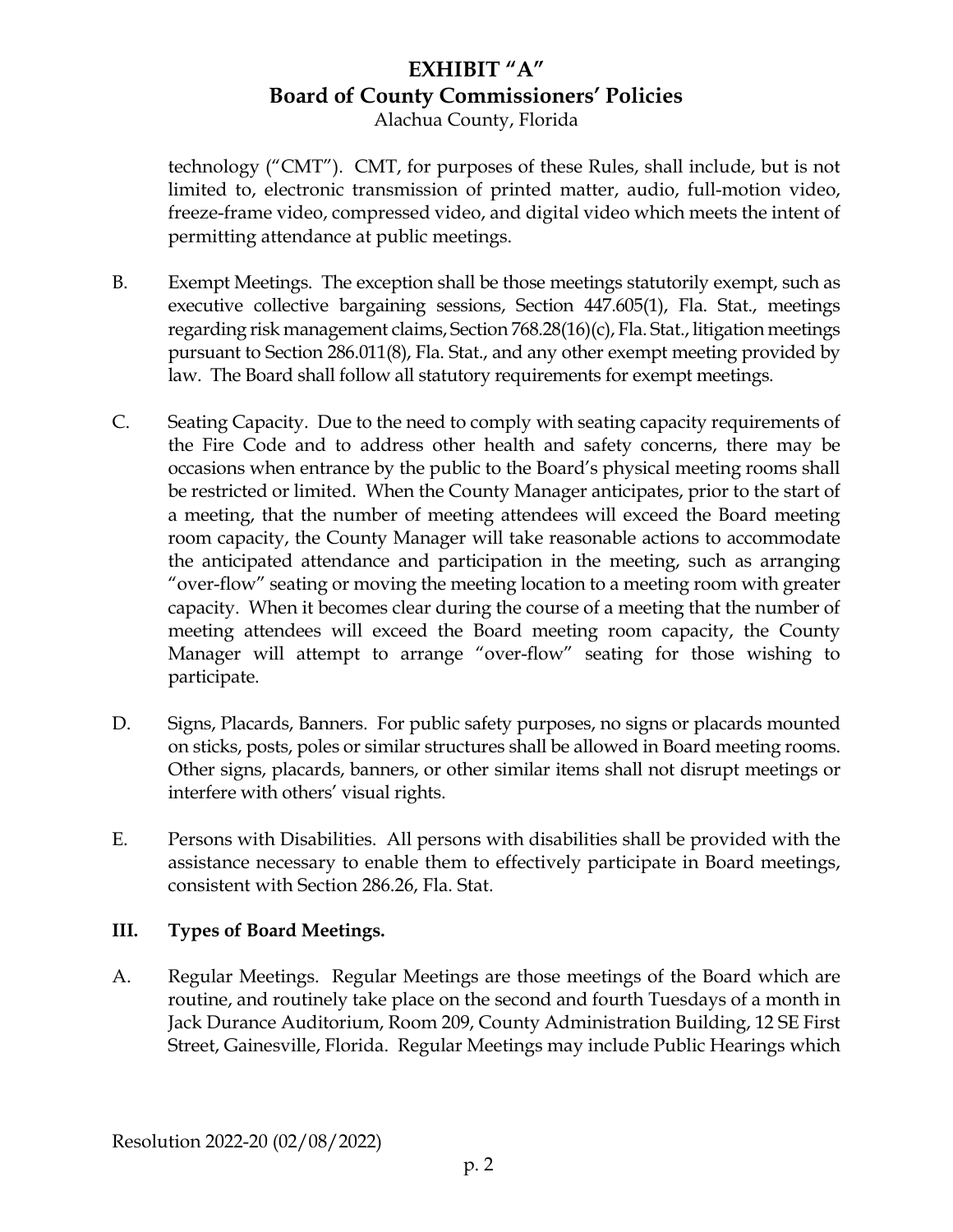technology ("CMT"). CMT, for purposes of these Rules, shall include, but is not limited to, electronic transmission of printed matter, audio, full-motion video, freeze-frame video, compressed video, and digital video which meets the intent of permitting attendance at public meetings.

B. Exempt Meetings. The exception shall be those meetings statutorily exempt, such as executive collective bargaining sessions, Section 447.605(1), Fla. Stat., meetings regarding risk management claims, Section 768.28(16)(c), Fla. Stat., litigation meetings pursuant to Section 286.011(8), Fla. Stat., and any other exempt meeting provided by law. The Board shall follow all statutory requirements for exempt meetings.

C. Seating Capacity. Due to the need to comply with seating capacity requirements of the Fire Code and to address other health and safety concerns, there may be occasions when entrance by the public to the Board's physical meeting rooms shall be restricted or limited. When the County Manager anticipates, prior to the start of a meeting, that the number of meeting attendees will exceed the Board meeting room capacity, the County Manager will take reasonable actions to accommodate the anticipated attendance and participation in the meeting, such as arranging "over-flow" seating or moving the meeting location to a meeting room with greater capacity. When it becomes clear during the course of a meeting that the number of meeting attendees will exceed the Board meeting room capacity, the County Manager will attempt to arrange "over-flow" seating for those wishing to participate.

D. Signs, Placards, Banners. For public safety purposes, no signs or placards mounted on sticks, posts, poles or similar structures shall be allowed in Board meeting rooms. Other signs, placards, banners, or other similar items shall not disrupt meetings or interfere with others' visual rights.

E. Persons with Disabilities. All persons with disabilities shall be provided with the assistance necessary to enable them to effectively participate in Board meetings, consistent with Section 286.26, Fla. Stat.

## III. Types of Board Meetings.

A. Regular Meetings. Regular Meetings are those meetings of the Board which are routine, and routinely take place on the second and fourth Tuesdays of a month in Jack Durance Auditorium, Room 209, County Administration Building, 12 SE First Street, Gainesville, Florida. Regular Meetings may include Public Hearings which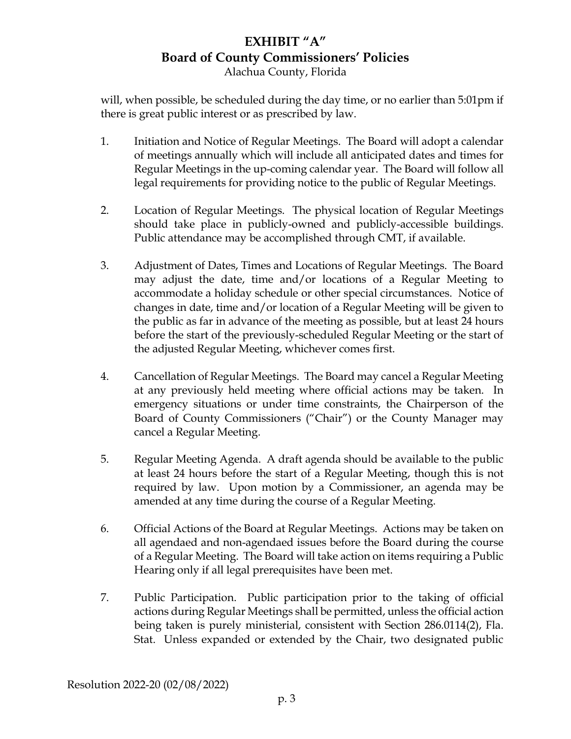will, when possible, be scheduled during the day time, or no earlier than 5:01pm if there is great public interest or as prescribed by law.

1. Initiation and Notice of Regular Meetings. The Board will adopt a calendar of meetings annually which will include all anticipated dates and times for Regular Meetings in the up-coming calendar year. The Board will follow all legal requirements for providing notice to the public of Regular Meetings.

2. Location of Regular Meetings. The physical location of Regular Meetings should take place in publicly-owned and publicly-accessible buildings. Public attendance may be accomplished through CMT, if available.

3. Adjustment of Dates, Times and Locations of Regular Meetings. The Board may adjust the date, time and/or locations of a Regular Meeting to accommodate a holiday schedule or other special circumstances. Notice of changes in date, time and/or location of a Regular Meeting will be given to the public as far in advance of the meeting as possible, but at least 24 hours before the start of the previously-scheduled Regular Meeting or the start of the adjusted Regular Meeting, whichever comes first.

4. Cancellation of Regular Meetings. The Board may cancel a Regular Meeting at any previously held meeting where official actions may be taken. In emergency situations or under time constraints, the Chairperson of the Board of County Commissioners ("Chair") or the County Manager may cancel a Regular Meeting.

5. Regular Meeting Agenda. A draft agenda should be available to the public at least 24 hours before the start of a Regular Meeting, though this is not required by law. Upon motion by a Commissioner, an agenda may be amended at any time during the course of a Regular Meeting.

6. Official Actions of the Board at Regular Meetings. Actions may be taken on all agendaed and non-agendaed issues before the Board during the course of a Regular Meeting. The Board will take action on items requiring a Public Hearing only if all legal prerequisites have been met.

7. Public Participation. Public participation prior to the taking of official actions during Regular Meetings shall be permitted, unless the official action being taken is purely ministerial, consistent with Section 286.0114(2), Fla. Stat. Unless expanded or extended by the Chair, two designated public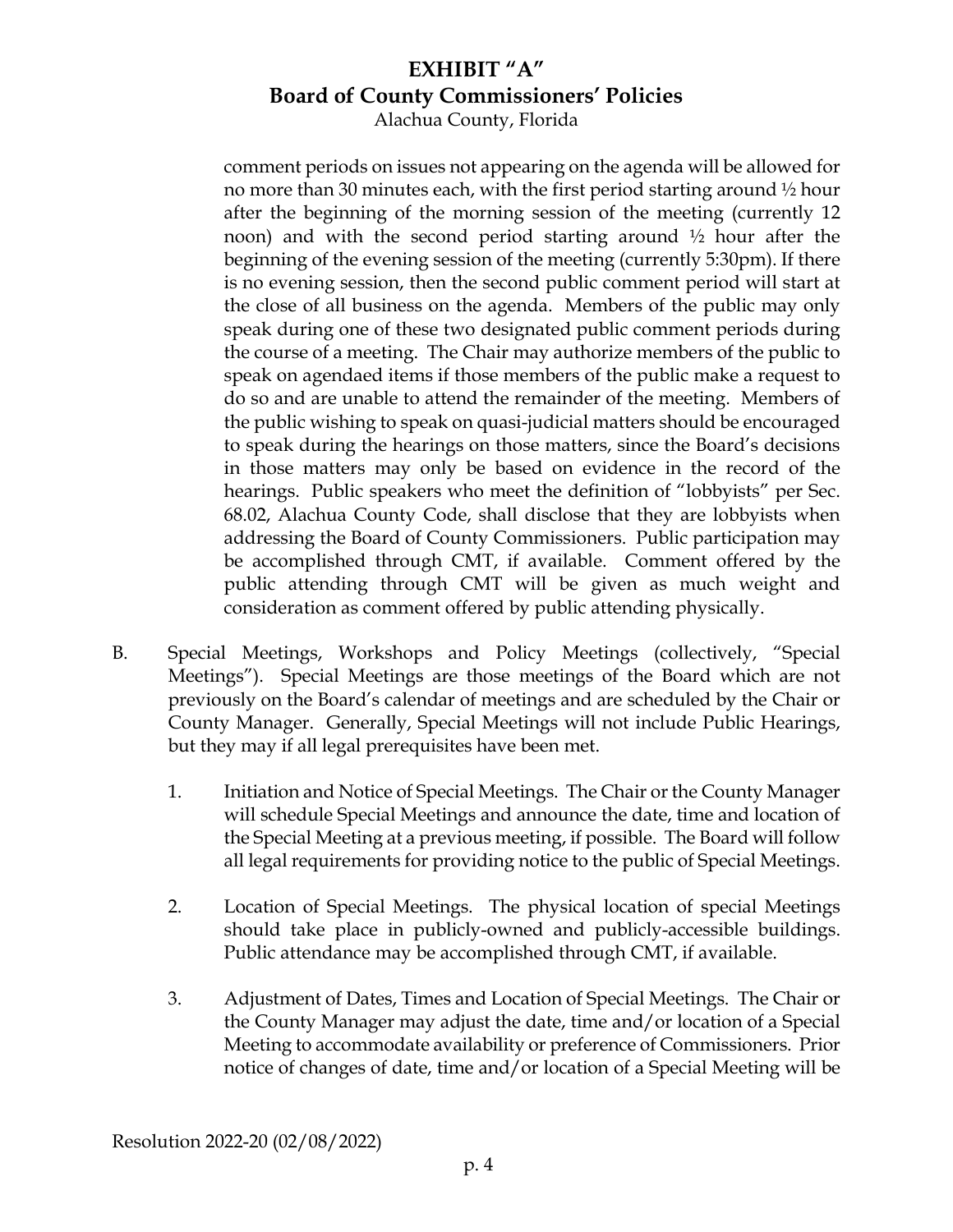comment periods on issues not appearing on the agenda will be allowed for no more than 30 minutes each, with the first period starting around ½ hour after the beginning of the morning session of the meeting (currently 12 noon) and with the second period starting around ½ hour after the beginning of the evening session of the meeting (currently 5:30pm). If there is no evening session, then the second public comment period will start at the close of all business on the agenda. Members of the public may only speak during one of these two designated public comment periods during the course of a meeting. The Chair may authorize members of the public to speak on agendaed items if those members of the public make a request to do so and are unable to attend the remainder of the meeting. Members of the public wishing to speak on quasi-judicial matters should be encouraged to speak during the hearings on those matters, since the Board's decisions in those matters may only be based on evidence in the record of the hearings. Public speakers who meet the definition of "lobbyists" per Sec. 68.02, Alachua County Code, shall disclose that they are lobbyists when addressing the Board of County Commissioners. Public participation may be accomplished through CMT, if available. Comment offered by the public attending through CMT will be given as much weight and consideration as comment offered by public attending physically.

B. Special Meetings, Workshops and Policy Meetings (collectively, "Special Meetings"). Special Meetings are those meetings of the Board which are not previously on the Board's calendar of meetings and are scheduled by the Chair or County Manager. Generally, Special Meetings will not include Public Hearings, but they may if all legal prerequisites have been met.

1. Initiation and Notice of Special Meetings. The Chair or the County Manager will schedule Special Meetings and announce the date, time and location of the Special Meeting at a previous meeting, if possible. The Board will follow all legal requirements for providing notice to the public of Special Meetings.

2. Location of Special Meetings. The physical location of special Meetings should take place in publicly-owned and publicly-accessible buildings. Public attendance may be accomplished through CMT, if available.

3. Adjustment of Dates, Times and Location of Special Meetings. The Chair or the County Manager may adjust the date, time and/or location of a Special Meeting to accommodate availability or preference of Commissioners. Prior notice of changes of date, time and/or location of a Special Meeting will be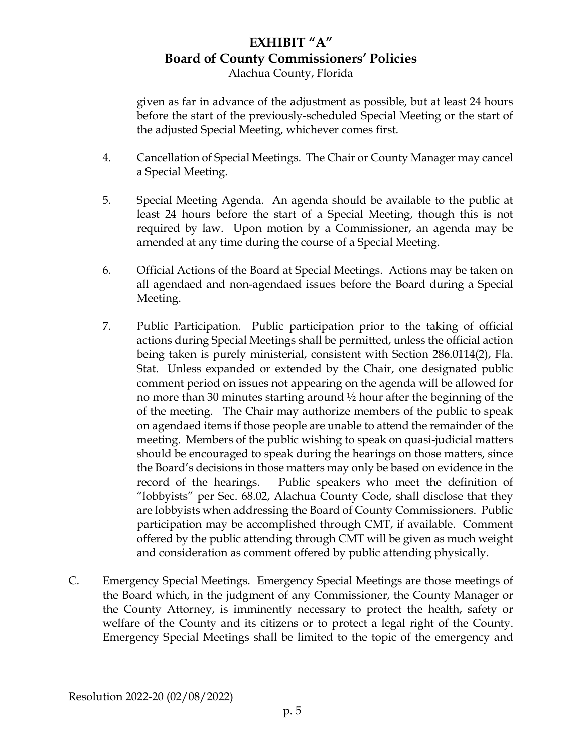given as far in advance of the adjustment as possible, but at least 24 hours before the start of the previously-scheduled Special Meeting or the start of the adjusted Special Meeting, whichever comes first.

4. Cancellation of Special Meetings. The Chair or County Manager may cancel a Special Meeting.

5. Special Meeting Agenda. An agenda should be available to the public at least 24 hours before the start of a Special Meeting, though this is not required by law. Upon motion by a Commissioner, an agenda may be amended at any time during the course of a Special Meeting.

6. Official Actions of the Board at Special Meetings. Actions may be taken on all agendaed and non-agendaed issues before the Board during a Special Meeting.

7. Public Participation. Public participation prior to the taking of official actions during Special Meetings shall be permitted, unless the official action being taken is purely ministerial, consistent with Section 286.0114(2), Fla. Stat. Unless expanded or extended by the Chair, one designated public comment period on issues not appearing on the agenda will be allowed for no more than 30 minutes starting around ½ hour after the beginning of the of the meeting. The Chair may authorize members of the public to speak on agendaed items if those people are unable to attend the remainder of the meeting. Members of the public wishing to speak on quasi-judicial matters should be encouraged to speak during the hearings on those matters, since the Board's decisions in those matters may only be based on evidence in the record of the hearings. Public speakers who meet the definition of "lobbyists" per Sec. 68.02, Alachua County Code, shall disclose that they are lobbyists when addressing the Board of County Commissioners. Public participation may be accomplished through CMT, if available. Comment offered by the public attending through CMT will be given as much weight and consideration as comment offered by public attending physically.

C. Emergency Special Meetings. Emergency Special Meetings are those meetings of the Board which, in the judgment of any Commissioner, the County Manager or the County Attorney, is imminently necessary to protect the health, safety or welfare of the County and its citizens or to protect a legal right of the County. Emergency Special Meetings shall be limited to the topic of the emergency and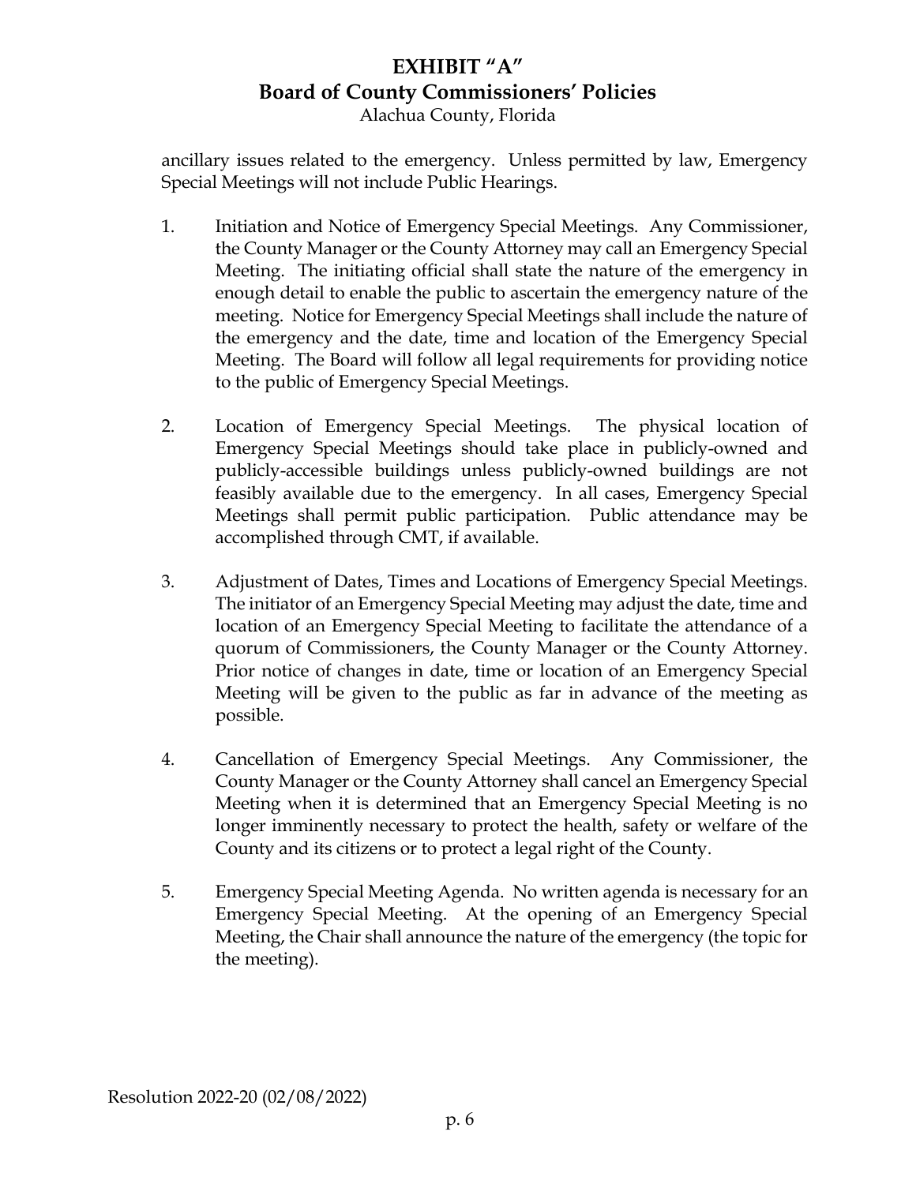ancillary issues related to the emergency. Unless permitted by law, Emergency Special Meetings will not include Public Hearings.

1. Initiation and Notice of Emergency Special Meetings. Any Commissioner, the County Manager or the County Attorney may call an Emergency Special Meeting. The initiating official shall state the nature of the emergency in enough detail to enable the public to ascertain the emergency nature of the meeting. Notice for Emergency Special Meetings shall include the nature of the emergency and the date, time and location of the Emergency Special Meeting. The Board will follow all legal requirements for providing notice to the public of Emergency Special Meetings.

2. Location of Emergency Special Meetings. The physical location of Emergency Special Meetings should take place in publicly-owned and publicly-accessible buildings unless publicly-owned buildings are not feasibly available due to the emergency. In all cases, Emergency Special Meetings shall permit public participation. Public attendance may be accomplished through CMT, if available.

3. Adjustment of Dates, Times and Locations of Emergency Special Meetings. The initiator of an Emergency Special Meeting may adjust the date, time and location of an Emergency Special Meeting to facilitate the attendance of a quorum of Commissioners, the County Manager or the County Attorney. Prior notice of changes in date, time or location of an Emergency Special Meeting will be given to the public as far in advance of the meeting as possible.

4. Cancellation of Emergency Special Meetings. Any Commissioner, the County Manager or the County Attorney shall cancel an Emergency Special Meeting when it is determined that an Emergency Special Meeting is no longer imminently necessary to protect the health, safety or welfare of the County and its citizens or to protect a legal right of the County.

5. Emergency Special Meeting Agenda. No written agenda is necessary for an Emergency Special Meeting. At the opening of an Emergency Special Meeting, the Chair shall announce the nature of the emergency (the topic for the meeting).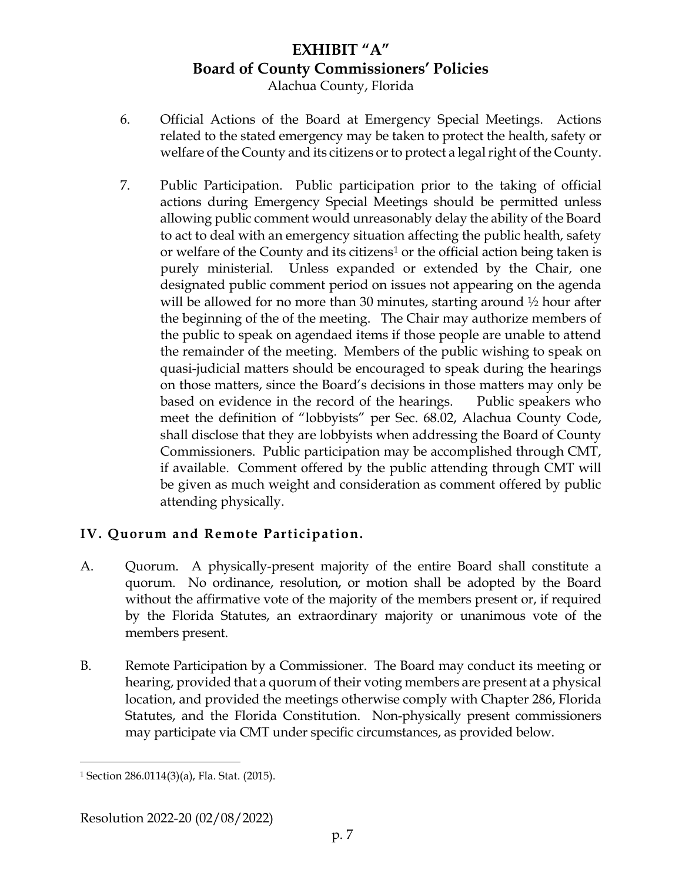6. Official Actions of the Board at Emergency Special Meetings. Actions related to the stated emergency may be taken to protect the health, safety or welfare of the County and its citizens or to protect a legal right of the County.

7. Public Participation. Public participation prior to the taking of official actions during Emergency Special Meetings should be permitted unless allowing public comment would unreasonably delay the ability of the Board to act to deal with an emergency situation affecting the public health, safety or welfare of the County and its citizens[1] or the official action being taken is purely ministerial. Unless expanded or extended by the Chair, one designated public comment period on issues not appearing on the agenda will be allowed for no more than 30 minutes, starting around ½ hour after the beginning of the of the meeting. The Chair may authorize members of the public to speak on agendaed items if those people are unable to attend the remainder of the meeting. Members of the public wishing to speak on quasi-judicial matters should be encouraged to speak during the hearings on those matters, since the Board's decisions in those matters may only be based on evidence in the record of the hearings. Public speakers who meet the definition of "lobbyists" per Sec. 68.02, Alachua County Code, shall disclose that they are lobbyists when addressing the Board of County Commissioners. Public participation may be accomplished through CMT, if available. Comment offered by the public attending through CMT will be given as much weight and consideration as comment offered by public attending physically.

## IV. Quorum and Remote Participation.

A. Quorum. A physically-present majority of the entire Board shall constitute a quorum. No ordinance, resolution, or motion shall be adopted by the Board without the affirmative vote of the majority of the members present or, if required by the Florida Statutes, an extraordinary majority or unanimous vote of the members present.

B. Remote Participation by a Commissioner. The Board may conduct its meeting or hearing, provided that a quorum of their voting members are present at a physical location, and provided the meetings otherwise comply with Chapter 286, Florida Statutes, and the Florida Constitution. Non-physically present commissioners may participate via CMT under specific circumstances, as provided below.

---

[1] Section 286.0114(3)(a), Fla. Stat. (2015).

Resolution 2022-20 (02/08/2022)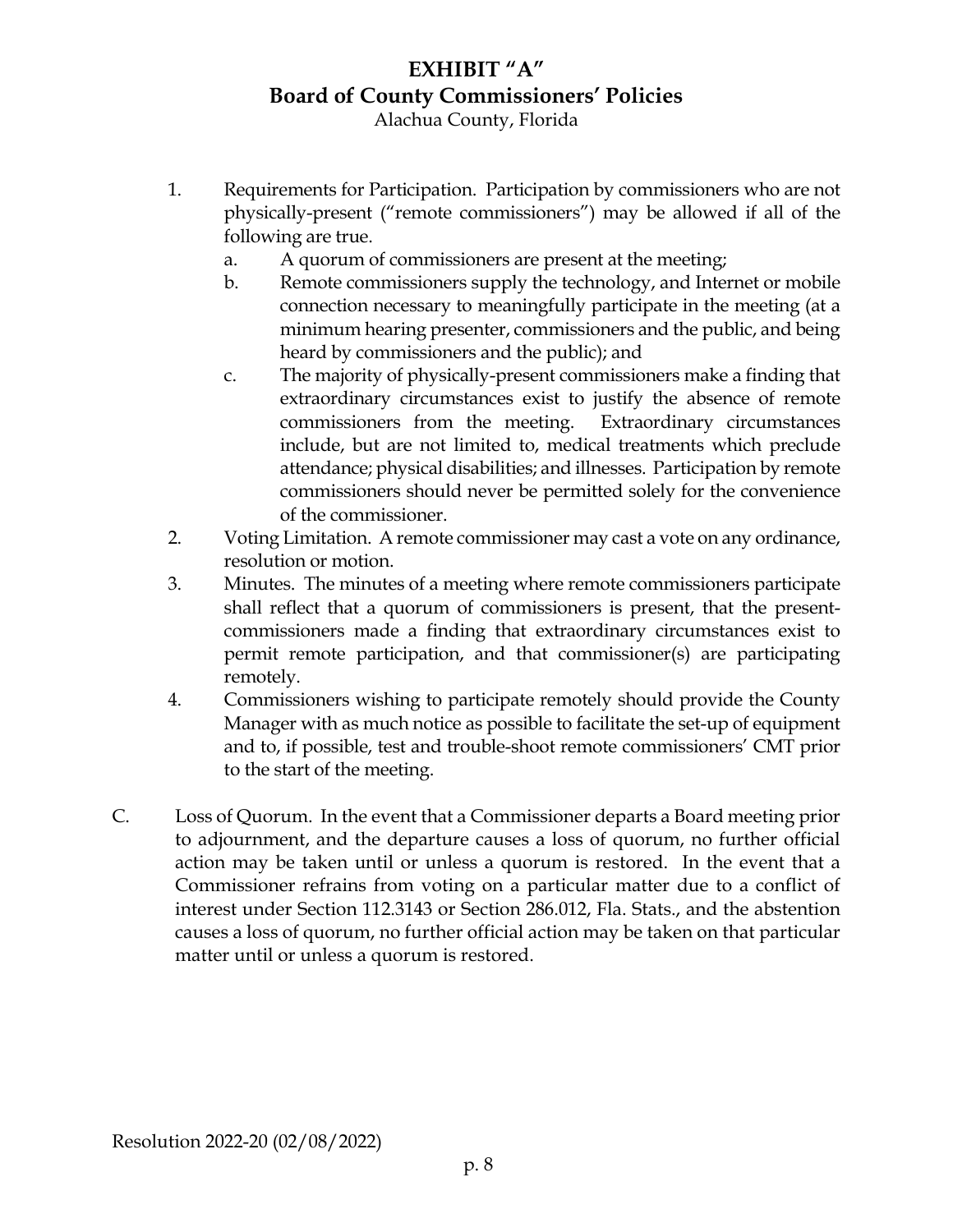# EXHIBIT "A"
## Board of County Commissioners' Policies
Alachua County, Florida

1. Requirements for Participation. Participation by commissioners who are not physically-present ("remote commissioners") may be allowed if all of the following are true.
   a. A quorum of commissioners are present at the meeting;
   b. Remote commissioners supply the technology, and Internet or mobile connection necessary to meaningfully participate in the meeting (at a minimum hearing presenter, commissioners and the public, and being heard by commissioners and the public); and
   c. The majority of physically-present commissioners make a finding that extraordinary circumstances exist to justify the absence of remote commissioners from the meeting. Extraordinary circumstances include, but are not limited to, medical treatments which preclude attendance; physical disabilities; and illnesses. Participation by remote commissioners should never be permitted solely for the convenience of the commissioner.
2. Voting Limitation. A remote commissioner may cast a vote on any ordinance, resolution or motion.
3. Minutes. The minutes of a meeting where remote commissioners participate shall reflect that a quorum of commissioners is present, that the present-commissioners made a finding that extraordinary circumstances exist to permit remote participation, and that commissioner(s) are participating remotely.
4. Commissioners wishing to participate remotely should provide the County Manager with as much notice as possible to facilitate the set-up of equipment and to, if possible, test and trouble-shoot remote commissioners' CMT prior to the start of the meeting.

C. Loss of Quorum. In the event that a Commissioner departs a Board meeting prior to adjournment, and the departure causes a loss of quorum, no further official action may be taken until or unless a quorum is restored. In the event that a Commissioner refrains from voting on a particular matter due to a conflict of interest under Section 112.3143 or Section 286.012, Fla. Stats., and the abstention causes a loss of quorum, no further official action may be taken on that particular matter until or unless a quorum is restored.

Resolution 2022-20 (02/08/2022)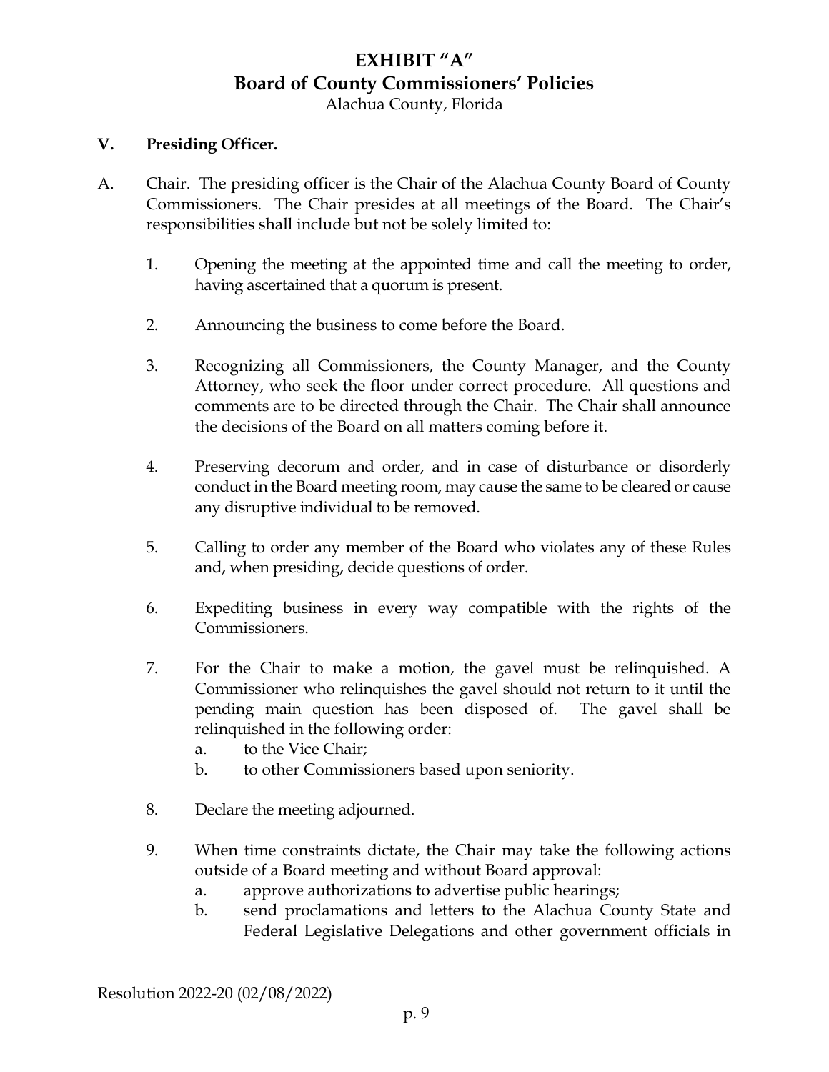# EXHIBIT "A"
## Board of County Commissioners' Policies
Alachua County, Florida

### V. Presiding Officer.

A. Chair. The presiding officer is the Chair of the Alachua County Board of County Commissioners. The Chair presides at all meetings of the Board. The Chair's responsibilities shall include but not be solely limited to:

1. Opening the meeting at the appointed time and call the meeting to order, having ascertained that a quorum is present.

2. Announcing the business to come before the Board.

3. Recognizing all Commissioners, the County Manager, and the County Attorney, who seek the floor under correct procedure. All questions and comments are to be directed through the Chair. The Chair shall announce the decisions of the Board on all matters coming before it.

4. Preserving decorum and order, and in case of disturbance or disorderly conduct in the Board meeting room, may cause the same to be cleared or cause any disruptive individual to be removed.

5. Calling to order any member of the Board who violates any of these Rules and, when presiding, decide questions of order.

6. Expediting business in every way compatible with the rights of the Commissioners.

7. For the Chair to make a motion, the gavel must be relinquished. A Commissioner who relinquishes the gavel should not return to it until the pending main question has been disposed of. The gavel shall be relinquished in the following order:
   a. to the Vice Chair;
   b. to other Commissioners based upon seniority.

8. Declare the meeting adjourned.

9. When time constraints dictate, the Chair may take the following actions outside of a Board meeting and without Board approval:
   a. approve authorizations to advertise public hearings;
   b. send proclamations and letters to the Alachua County State and Federal Legislative Delegations and other government officials in

Resolution 2022-20 (02/08/2022)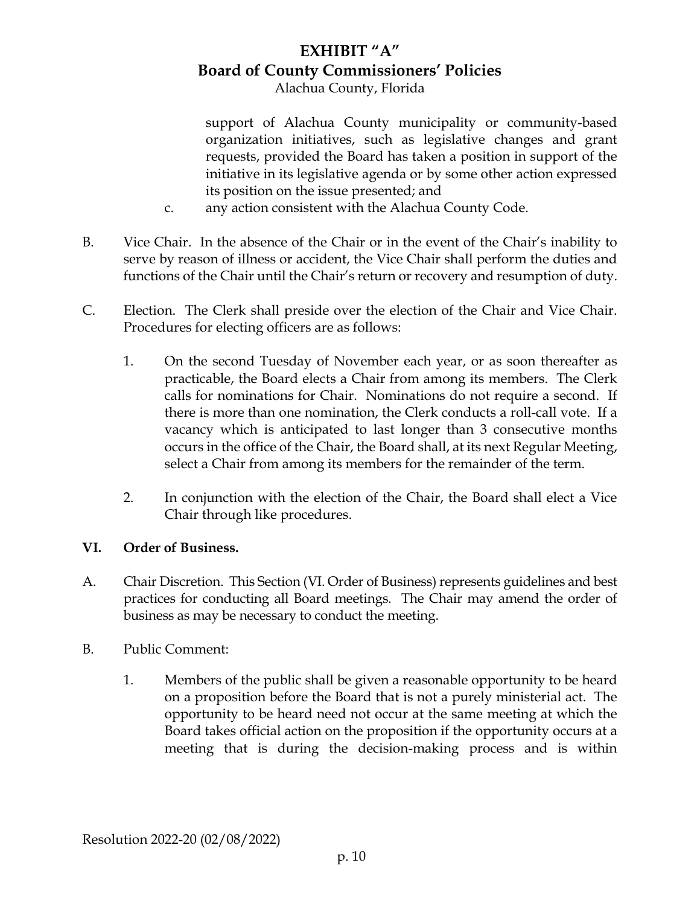support of Alachua County municipality or community-based organization initiatives, such as legislative changes and grant requests, provided the Board has taken a position in support of the initiative in its legislative agenda or by some other action expressed its position on the issue presented; and

c. any action consistent with the Alachua County Code.

B. Vice Chair. In the absence of the Chair or in the event of the Chair's inability to serve by reason of illness or accident, the Vice Chair shall perform the duties and functions of the Chair until the Chair's return or recovery and resumption of duty.

C. Election. The Clerk shall preside over the election of the Chair and Vice Chair. Procedures for electing officers are as follows:

1. On the second Tuesday of November each year, or as soon thereafter as practicable, the Board elects a Chair from among its members. The Clerk calls for nominations for Chair. Nominations do not require a second. If there is more than one nomination, the Clerk conducts a roll-call vote. If a vacancy which is anticipated to last longer than 3 consecutive months occurs in the office of the Chair, the Board shall, at its next Regular Meeting, select a Chair from among its members for the remainder of the term.

2. In conjunction with the election of the Chair, the Board shall elect a Vice Chair through like procedures.

## VI. Order of Business.

A. Chair Discretion. This Section (VI. Order of Business) represents guidelines and best practices for conducting all Board meetings. The Chair may amend the order of business as may be necessary to conduct the meeting.

B. Public Comment:

1. Members of the public shall be given a reasonable opportunity to be heard on a proposition before the Board that is not a purely ministerial act. The opportunity to be heard need not occur at the same meeting at which the Board takes official action on the proposition if the opportunity occurs at a meeting that is during the decision-making process and is within

Resolution 2022-20 (02/08/2022)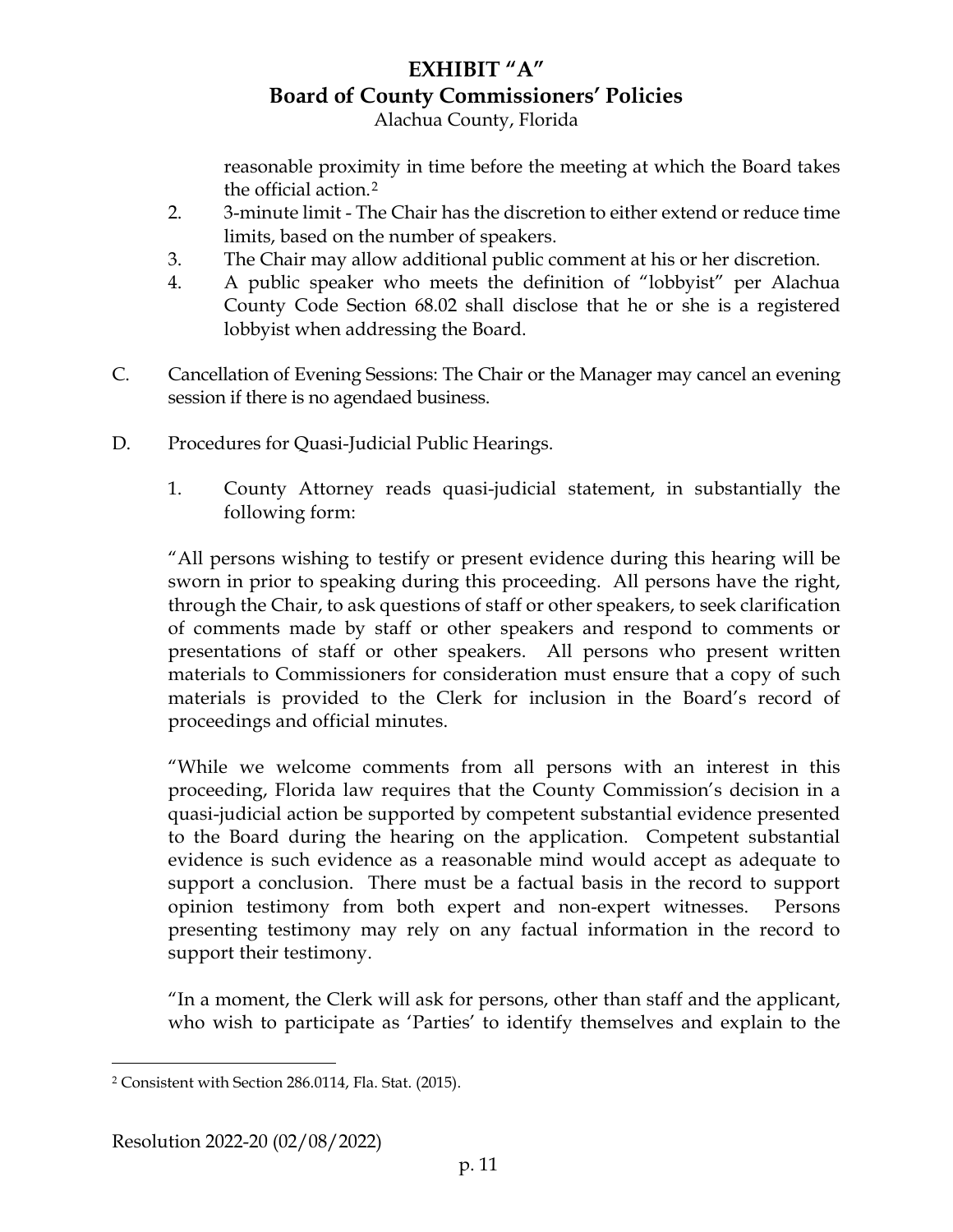reasonable proximity in time before the meeting at which the Board takes the official action.[2]

2. 3-minute limit - The Chair has the discretion to either extend or reduce time limits, based on the number of speakers.
3. The Chair may allow additional public comment at his or her discretion.
4. A public speaker who meets the definition of "lobbyist" per Alachua County Code Section 68.02 shall disclose that he or she is a registered lobbyist when addressing the Board.

C. Cancellation of Evening Sessions: The Chair or the Manager may cancel an evening session if there is no agendaed business.

D. Procedures for Quasi-Judicial Public Hearings.

1. County Attorney reads quasi-judicial statement, in substantially the following form:

"All persons wishing to testify or present evidence during this hearing will be sworn in prior to speaking during this proceeding. All persons have the right, through the Chair, to ask questions of staff or other speakers, to seek clarification of comments made by staff or other speakers and respond to comments or presentations of staff or other speakers. All persons who present written materials to Commissioners for consideration must ensure that a copy of such materials is provided to the Clerk for inclusion in the Board's record of proceedings and official minutes.

"While we welcome comments from all persons with an interest in this proceeding, Florida law requires that the County Commission's decision in a quasi-judicial action be supported by competent substantial evidence presented to the Board during the hearing on the application. Competent substantial evidence is such evidence as a reasonable mind would accept as adequate to support a conclusion. There must be a factual basis in the record to support opinion testimony from both expert and non-expert witnesses. Persons presenting testimony may rely on any factual information in the record to support their testimony.

"In a moment, the Clerk will ask for persons, other than staff and the applicant, who wish to participate as 'Parties' to identify themselves and explain to the

[2] Consistent with Section 286.0114, Fla. Stat. (2015).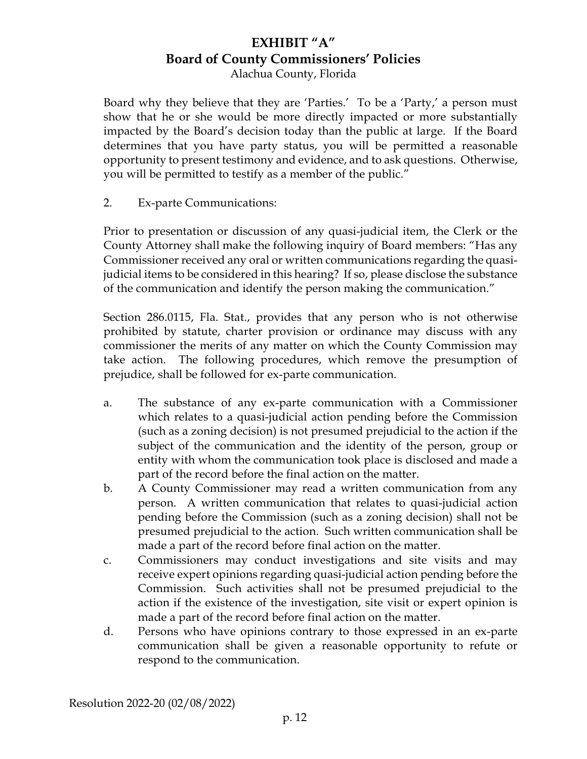Board why they believe that they are 'Parties.' To be a 'Party,' a person must show that he or she would be more directly impacted or more substantially impacted by the Board's decision today than the public at large. If the Board determines that you have party status, you will be permitted a reasonable opportunity to present testimony and evidence, and to ask questions. Otherwise, you will be permitted to testify as a member of the public."

2. Ex-parte Communications:

Prior to presentation or discussion of any quasi-judicial item, the Clerk or the County Attorney shall make the following inquiry of Board members: "Has any Commissioner received any oral or written communications regarding the quasi-judicial items to be considered in this hearing? If so, please disclose the substance of the communication and identify the person making the communication."

Section 286.0115, Fla. Stat., provides that any person who is not otherwise prohibited by statute, charter provision or ordinance may discuss with any commissioner the merits of any matter on which the County Commission may take action. The following procedures, which remove the presumption of prejudice, shall be followed for ex-parte communication.

a. The substance of any ex-parte communication with a Commissioner which relates to a quasi-judicial action pending before the Commission (such as a zoning decision) is not presumed prejudicial to the action if the subject of the communication and the identity of the person, group or entity with whom the communication took place is disclosed and made a part of the record before the final action on the matter.
b. A County Commissioner may read a written communication from any person. A written communication that relates to quasi-judicial action pending before the Commission (such as a zoning decision) shall not be presumed prejudicial to the action. Such written communication shall be made a part of the record before final action on the matter.
c. Commissioners may conduct investigations and site visits and may receive expert opinions regarding quasi-judicial action pending before the Commission. Such activities shall not be presumed prejudicial to the action if the existence of the investigation, site visit or expert opinion is made a part of the record before final action on the matter.
d. Persons who have opinions contrary to those expressed in an ex-parte communication shall be given a reasonable opportunity to refute or respond to the communication.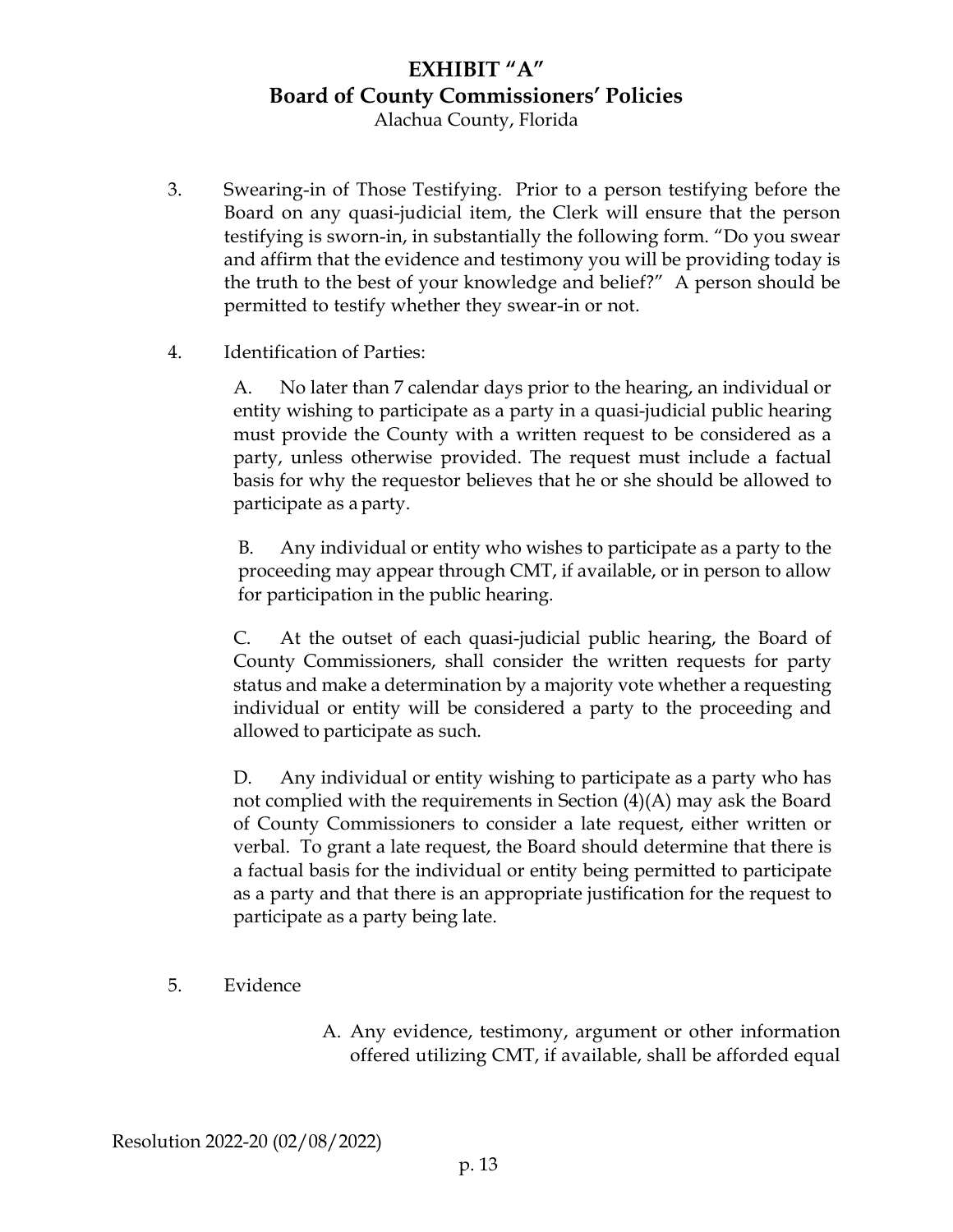3. Swearing-in of Those Testifying. Prior to a person testifying before the Board on any quasi-judicial item, the Clerk will ensure that the person testifying is sworn-in, in substantially the following form. "Do you swear and affirm that the evidence and testimony you will be providing today is the truth to the best of your knowledge and belief?" A person should be permitted to testify whether they swear-in or not.

4. Identification of Parties:

   A. No later than 7 calendar days prior to the hearing, an individual or entity wishing to participate as a party in a quasi-judicial public hearing must provide the County with a written request to be considered as a party, unless otherwise provided. The request must include a factual basis for why the requestor believes that he or she should be allowed to participate as a party.

   B. Any individual or entity who wishes to participate as a party to the proceeding may appear through CMT, if available, or in person to allow for participation in the public hearing.

   C. At the outset of each quasi-judicial public hearing, the Board of County Commissioners, shall consider the written requests for party status and make a determination by a majority vote whether a requesting individual or entity will be considered a party to the proceeding and allowed to participate as such.

   D. Any individual or entity wishing to participate as a party who has not complied with the requirements in Section (4)(A) may ask the Board of County Commissioners to consider a late request, either written or verbal. To grant a late request, the Board should determine that there is a factual basis for the individual or entity being permitted to participate as a party and that there is an appropriate justification for the request to participate as a party being late.

5. Evidence

   A. Any evidence, testimony, argument or other information offered utilizing CMT, if available, shall be afforded equal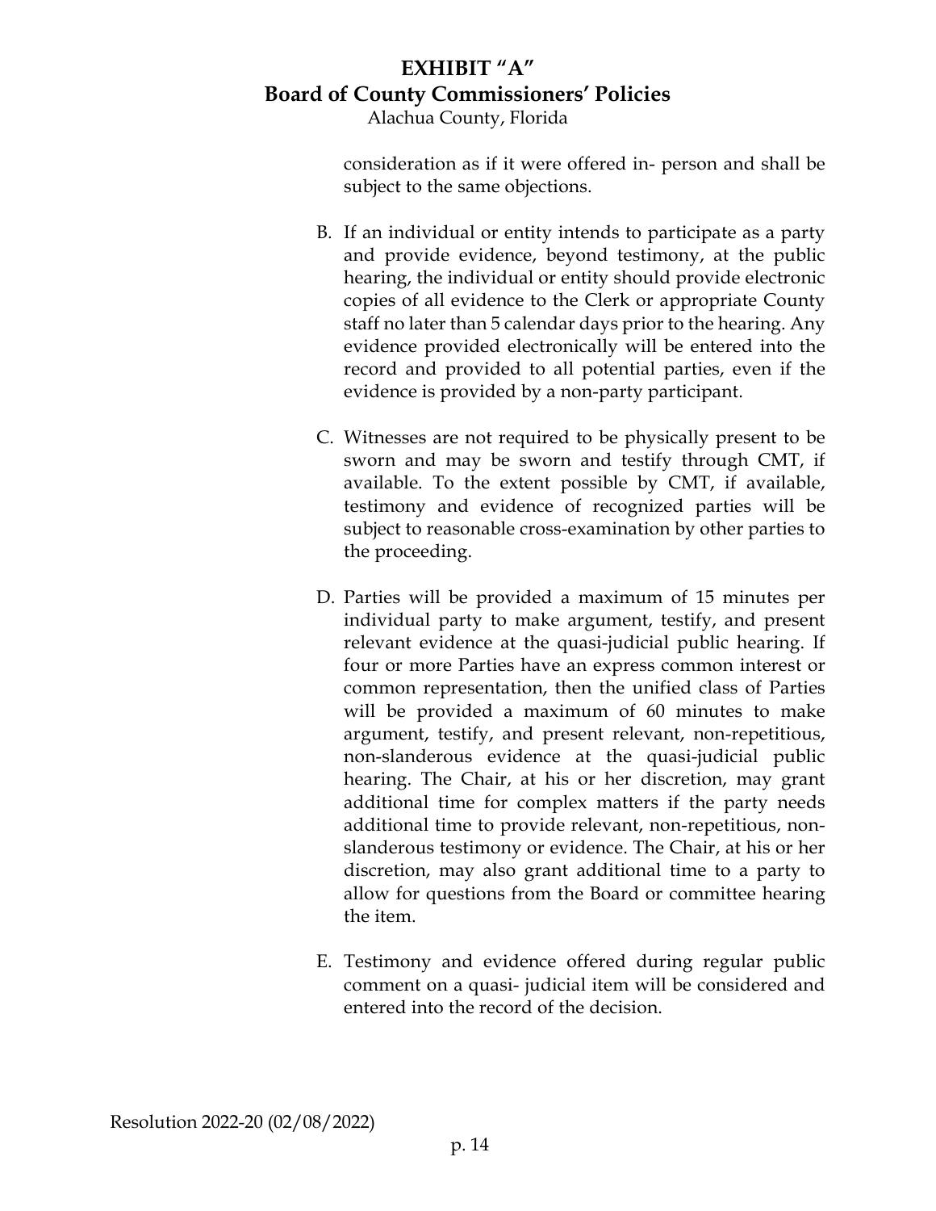consideration as if it were offered in- person and shall be subject to the same objections.

B. If an individual or entity intends to participate as a party and provide evidence, beyond testimony, at the public hearing, the individual or entity should provide electronic copies of all evidence to the Clerk or appropriate County staff no later than 5 calendar days prior to the hearing. Any evidence provided electronically will be entered into the record and provided to all potential parties, even if the evidence is provided by a non-party participant.

C. Witnesses are not required to be physically present to be sworn and may be sworn and testify through CMT, if available. To the extent possible by CMT, if available, testimony and evidence of recognized parties will be subject to reasonable cross-examination by other parties to the proceeding.

D. Parties will be provided a maximum of 15 minutes per individual party to make argument, testify, and present relevant evidence at the quasi-judicial public hearing. If four or more Parties have an express common interest or common representation, then the unified class of Parties will be provided a maximum of 60 minutes to make argument, testify, and present relevant, non-repetitious, non-slanderous evidence at the quasi-judicial public hearing. The Chair, at his or her discretion, may grant additional time for complex matters if the party needs additional time to provide relevant, non-repetitious, non-slanderous testimony or evidence. The Chair, at his or her discretion, may also grant additional time to a party to allow for questions from the Board or committee hearing the item.

E. Testimony and evidence offered during regular public comment on a quasi- judicial item will be considered and entered into the record of the decision.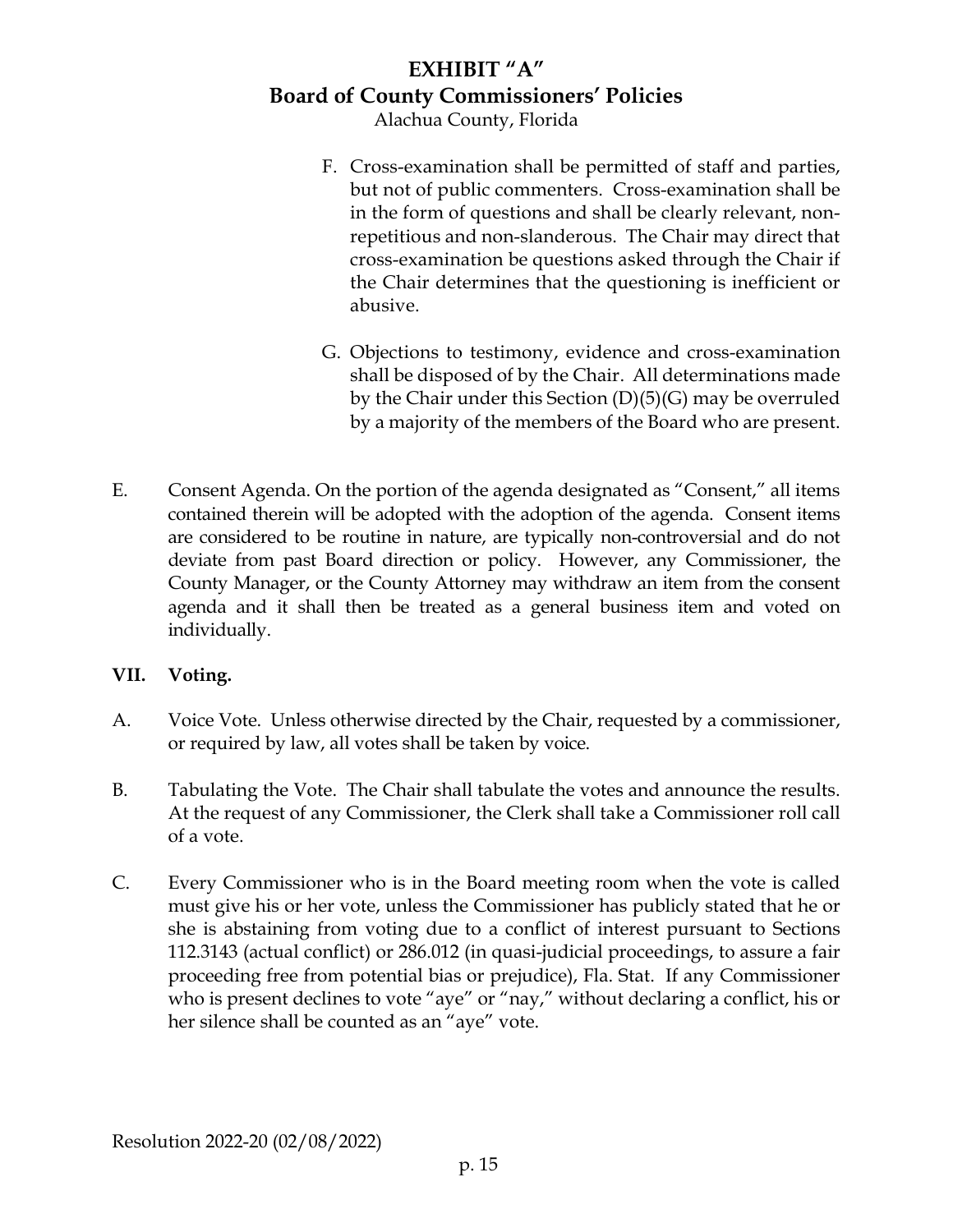F. Cross-examination shall be permitted of staff and parties, but not of public commenters. Cross-examination shall be in the form of questions and shall be clearly relevant, non-repetitious and non-slanderous. The Chair may direct that cross-examination be questions asked through the Chair if the Chair determines that the questioning is inefficient or abusive.

G. Objections to testimony, evidence and cross-examination shall be disposed of by the Chair. All determinations made by the Chair under this Section (D)(5)(G) may be overruled by a majority of the members of the Board who are present.

E. Consent Agenda. On the portion of the agenda designated as "Consent," all items contained therein will be adopted with the adoption of the agenda. Consent items are considered to be routine in nature, are typically non-controversial and do not deviate from past Board direction or policy. However, any Commissioner, the County Manager, or the County Attorney may withdraw an item from the consent agenda and it shall then be treated as a general business item and voted on individually.

**VII. Voting.**

A. Voice Vote. Unless otherwise directed by the Chair, requested by a commissioner, or required by law, all votes shall be taken by voice.

B. Tabulating the Vote. The Chair shall tabulate the votes and announce the results. At the request of any Commissioner, the Clerk shall take a Commissioner roll call of a vote.

C. Every Commissioner who is in the Board meeting room when the vote is called must give his or her vote, unless the Commissioner has publicly stated that he or she is abstaining from voting due to a conflict of interest pursuant to Sections 112.3143 (actual conflict) or 286.012 (in quasi-judicial proceedings, to assure a fair proceeding free from potential bias or prejudice), Fla. Stat. If any Commissioner who is present declines to vote "aye" or "nay," without declaring a conflict, his or her silence shall be counted as an "aye" vote.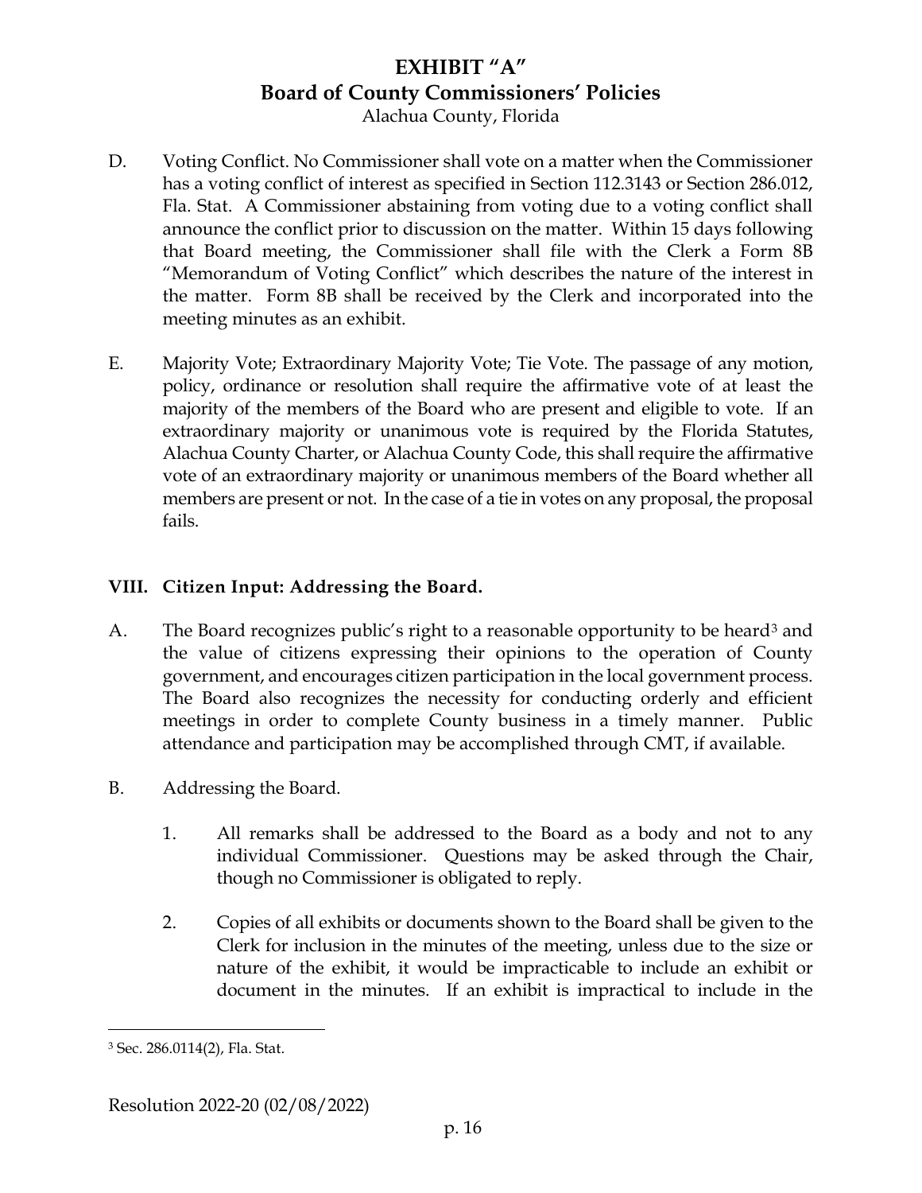D. Voting Conflict. No Commissioner shall vote on a matter when the Commissioner has a voting conflict of interest as specified in Section 112.3143 or Section 286.012, Fla. Stat. A Commissioner abstaining from voting due to a voting conflict shall announce the conflict prior to discussion on the matter. Within 15 days following that Board meeting, the Commissioner shall file with the Clerk a Form 8B "Memorandum of Voting Conflict" which describes the nature of the interest in the matter. Form 8B shall be received by the Clerk and incorporated into the meeting minutes as an exhibit.

E. Majority Vote; Extraordinary Majority Vote; Tie Vote. The passage of any motion, policy, ordinance or resolution shall require the affirmative vote of at least the majority of the members of the Board who are present and eligible to vote. If an extraordinary majority or unanimous vote is required by the Florida Statutes, Alachua County Charter, or Alachua County Code, this shall require the affirmative vote of an extraordinary majority or unanimous members of the Board whether all members are present or not. In the case of a tie in votes on any proposal, the proposal fails.

## VIII. Citizen Input: Addressing the Board.

A. The Board recognizes public's right to a reasonable opportunity to be heard[3] and the value of citizens expressing their opinions to the operation of County government, and encourages citizen participation in the local government process. The Board also recognizes the necessity for conducting orderly and efficient meetings in order to complete County business in a timely manner. Public attendance and participation may be accomplished through CMT, if available.

B. Addressing the Board.

1. All remarks shall be addressed to the Board as a body and not to any individual Commissioner. Questions may be asked through the Chair, though no Commissioner is obligated to reply.

2. Copies of all exhibits or documents shown to the Board shall be given to the Clerk for inclusion in the minutes of the meeting, unless due to the size or nature of the exhibit, it would be impracticable to include an exhibit or document in the minutes. If an exhibit is impractical to include in the

[3] Sec. 286.0114(2), Fla. Stat.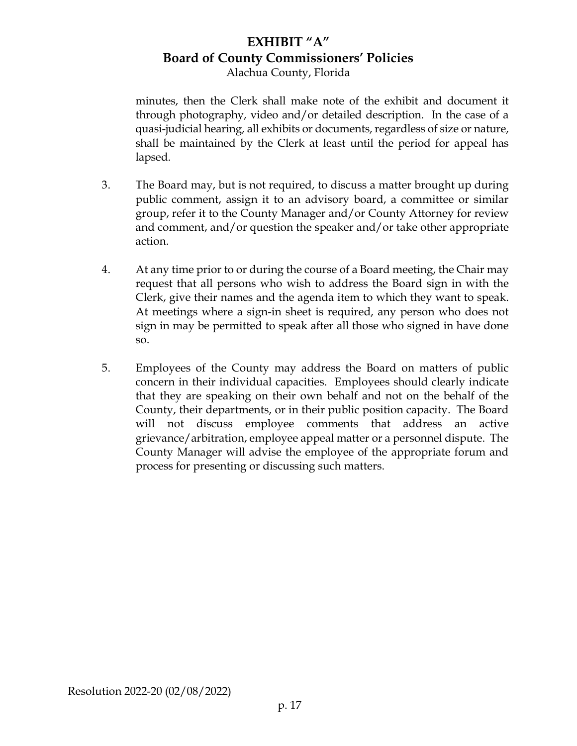minutes, then the Clerk shall make note of the exhibit and document it through photography, video and/or detailed description. In the case of a quasi-judicial hearing, all exhibits or documents, regardless of size or nature, shall be maintained by the Clerk at least until the period for appeal has lapsed.

3. The Board may, but is not required, to discuss a matter brought up during public comment, assign it to an advisory board, a committee or similar group, refer it to the County Manager and/or County Attorney for review and comment, and/or question the speaker and/or take other appropriate action.

4. At any time prior to or during the course of a Board meeting, the Chair may request that all persons who wish to address the Board sign in with the Clerk, give their names and the agenda item to which they want to speak. At meetings where a sign-in sheet is required, any person who does not sign in may be permitted to speak after all those who signed in have done so.

5. Employees of the County may address the Board on matters of public concern in their individual capacities. Employees should clearly indicate that they are speaking on their own behalf and not on the behalf of the County, their departments, or in their public position capacity. The Board will not discuss employee comments that address an active grievance/arbitration, employee appeal matter or a personnel dispute. The County Manager will advise the employee of the appropriate forum and process for presenting or discussing such matters.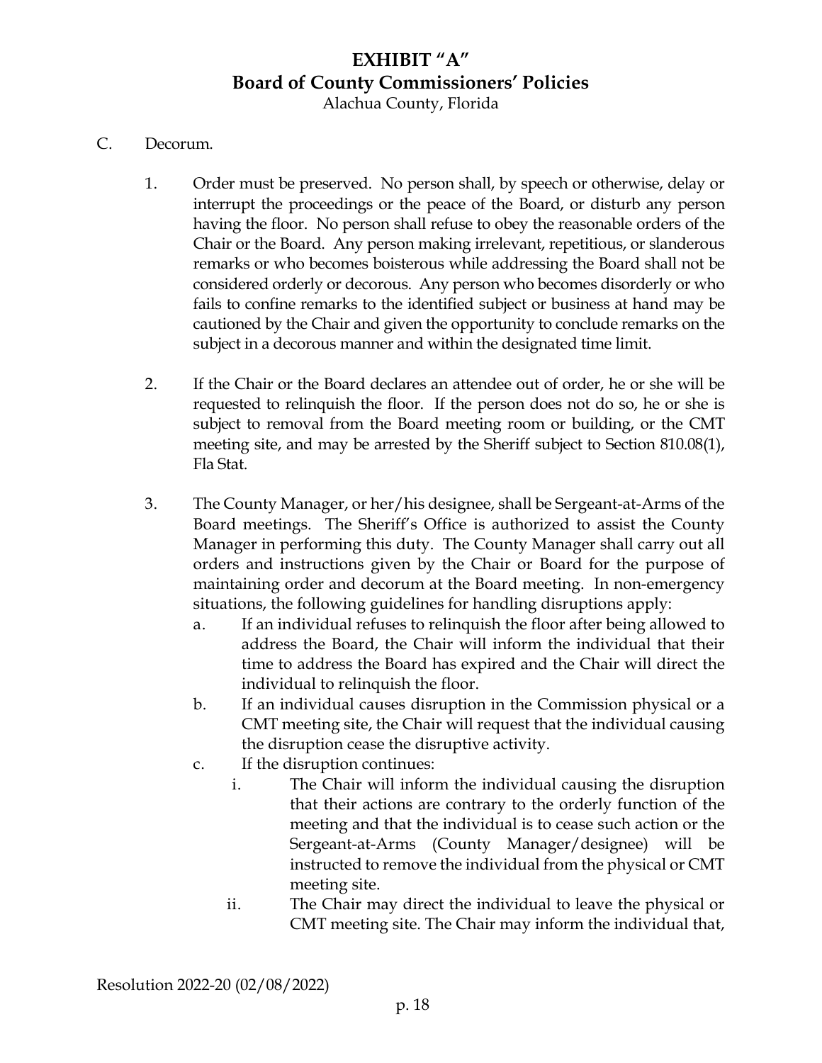C. Decorum.

1. Order must be preserved. No person shall, by speech or otherwise, delay or interrupt the proceedings or the peace of the Board, or disturb any person having the floor. No person shall refuse to obey the reasonable orders of the Chair or the Board. Any person making irrelevant, repetitious, or slanderous remarks or who becomes boisterous while addressing the Board shall not be considered orderly or decorous. Any person who becomes disorderly or who fails to confine remarks to the identified subject or business at hand may be cautioned by the Chair and given the opportunity to conclude remarks on the subject in a decorous manner and within the designated time limit.

2. If the Chair or the Board declares an attendee out of order, he or she will be requested to relinquish the floor. If the person does not do so, he or she is subject to removal from the Board meeting room or building, or the CMT meeting site, and may be arrested by the Sheriff subject to Section 810.08(1), Fla Stat.

3. The County Manager, or her/his designee, shall be Sergeant-at-Arms of the Board meetings. The Sheriff's Office is authorized to assist the County Manager in performing this duty. The County Manager shall carry out all orders and instructions given by the Chair or Board for the purpose of maintaining order and decorum at the Board meeting. In non-emergency situations, the following guidelines for handling disruptions apply:
   a. If an individual refuses to relinquish the floor after being allowed to address the Board, the Chair will inform the individual that their time to address the Board has expired and the Chair will direct the individual to relinquish the floor.
   b. If an individual causes disruption in the Commission physical or a CMT meeting site, the Chair will request that the individual causing the disruption cease the disruptive activity.
   c. If the disruption continues:
      i. The Chair will inform the individual causing the disruption that their actions are contrary to the orderly function of the meeting and that the individual is to cease such action or the Sergeant-at-Arms (County Manager/designee) will be instructed to remove the individual from the physical or CMT meeting site.
      ii. The Chair may direct the individual to leave the physical or CMT meeting site. The Chair may inform the individual that,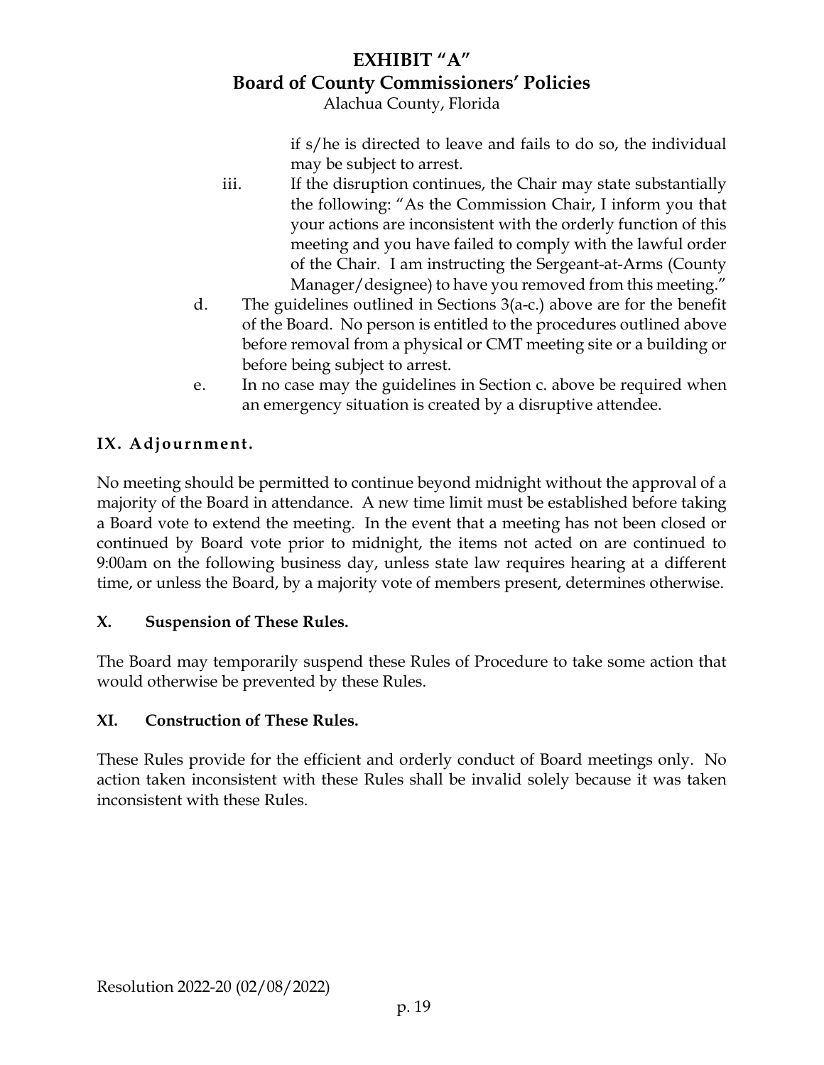if s/he is directed to leave and fails to do so, the individual may be subject to arrest.

iii. If the disruption continues, the Chair may state substantially the following: "As the Commission Chair, I inform you that your actions are inconsistent with the orderly function of this meeting and you have failed to comply with the lawful order of the Chair. I am instructing the Sergeant-at-Arms (County Manager/designee) to have you removed from this meeting."

d. The guidelines outlined in Sections 3(a-c.) above are for the benefit of the Board. No person is entitled to the procedures outlined above before removal from a physical or CMT meeting site or a building or before being subject to arrest.

e. In no case may the guidelines in Section c. above be required when an emergency situation is created by a disruptive attendee.

## IX. Adjournment.

No meeting should be permitted to continue beyond midnight without the approval of a majority of the Board in attendance. A new time limit must be established before taking a Board vote to extend the meeting. In the event that a meeting has not been closed or continued by Board vote prior to midnight, the items not acted on are continued to 9:00am on the following business day, unless state law requires hearing at a different time, or unless the Board, by a majority vote of members present, determines otherwise.

## X. Suspension of These Rules.

The Board may temporarily suspend these Rules of Procedure to take some action that would otherwise be prevented by these Rules.

## XI. Construction of These Rules.

These Rules provide for the efficient and orderly conduct of Board meetings only. No action taken inconsistent with these Rules shall be invalid solely because it was taken inconsistent with these Rules.